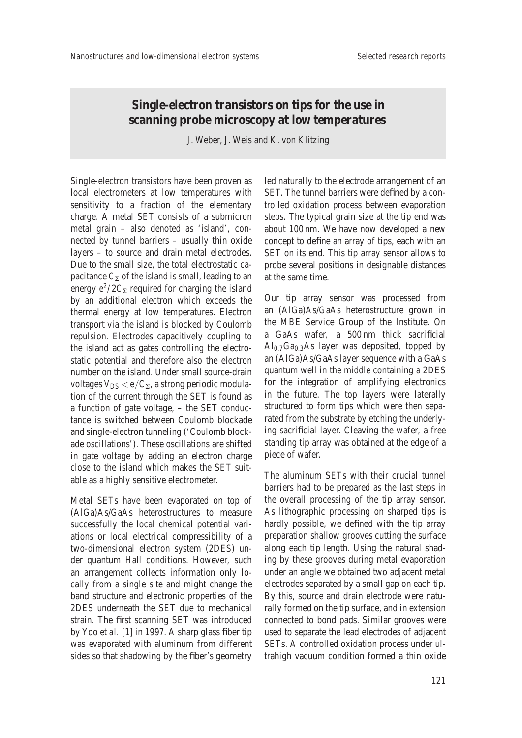# Single-electron transistors on tips for the use in scanning probe microscopy at low temperatures

J. Weber, J. Weis and K. von Klitzing

Single-electron transistors have been proven as local electrometers at low temperatures with sensitivity to a fraction of the elementary charge. A metal SET consists of a submicron metal grain – also denoted as 'island', connected by tunnel barriers – usually thin oxide layers – to source and drain metal electrodes. Due to the small size, the total electrostatic capacitance $C_\Sigma$ of the island is small, leading to an energy $e^2/2C_\Sigma$ required for charging the island by an additional electron which exceeds the thermal energy at low temperatures. Electron transport via the island is blocked by Coulomb repulsion. Electrodes capacitively coupling to the island act as gates controlling the electrostatic potential and therefore also the electron number on the island. Under small source-drain voltages $V_{DS} < e/C_\Sigma$, a strong periodic modulation of the current through the SET is found as a function of gate voltage, – the SET conductance is switched between Coulomb blockade and single-electron tunneling ('Coulomb blockade oscillations'). These oscillations are shifted in gate voltage by adding an electron charge close to the island which makes the SET suitable as a highly sensitive electrometer.

Metal SETs have been evaporated on top of (AlGa)As/GaAs heterostructures to measure successfully the local chemical potential variations or local electrical compressibility of a two-dimensional electron system (2DES) under quantum Hall conditions. However, such an arrangement collects information only locally from a single site and might change the band structure and electronic properties of the 2DES underneath the SET due to mechanical strain. The first scanning SET was introduced by Yoo *et al.* [1] in 1997. A sharp glass fiber tip was evaporated with aluminum from different sides so that shadowing by the fiber's geometry led naturally to the electrode arrangement of an SET. The tunnel barriers were defined by a controlled oxidation process between evaporation steps. The typical grain size at the tip end was about 100 nm. We have now developed a new concept to define an array of tips, each with an SET on its end. This tip array sensor allows to probe several positions in designable distances at the same time.

Our tip array sensor was processed from an (AlGa)As/GaAs heterostructure grown in the MBE Service Group of the Institute. On a GaAs wafer, a 500 nm thick sacrificial $Al_{0.7}Ga_{0.3}As$ layer was deposited, topped by an (AlGa)As/GaAs layer sequence with a GaAs quantum well in the middle containing a 2DES for the integration of amplifying electronics in the future. The top layers were laterally structured to form tips which were then separated from the substrate by etching the underlying sacrificial layer. Cleaving the wafer, a free standing tip array was obtained at the edge of a piece of wafer.

The aluminum SETs with their crucial tunnel barriers had to be prepared as the last steps in the overall processing of the tip array sensor. As lithographic processing on sharped tips is hardly possible, we defined with the tip array preparation shallow grooves cutting the surface along each tip length. Using the natural shading by these grooves during metal evaporation under an angle we obtained two adjacent metal electrodes separated by a small gap on each tip. By this, source and drain electrode were naturally formed on the tip surface, and in extension connected to bond pads. Similar grooves were used to separate the lead electrodes of adjacent SETs. A controlled oxidation process under ultrahigh vacuum condition formed a thin oxide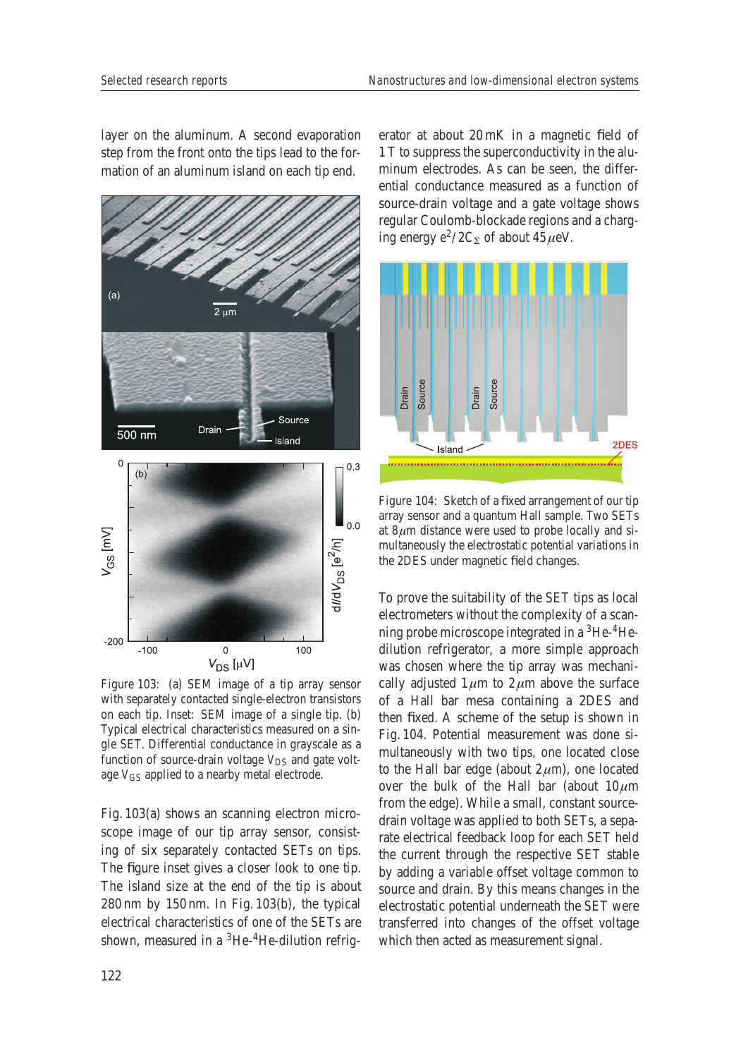layer on the aluminum. A second evaporation step from the front onto the tips lead to the formation of an aluminum island on each tip end.

Figure 103: (a) SEM image of a tip array sensor with separately contacted single-electron transistors on each tip. Inset: SEM image of a single tip. (b) Typical electrical characteristics measured on a single SET. Differential conductance in grayscale as a function of source-drain voltage $V_{DS}$ and gate voltage $V_{GS}$ applied to a nearby metal electrode.

Fig. 103(a) shows an scanning electron microscope image of our tip array sensor, consisting of six separately contacted SETs on tips. The figure inset gives a closer look to one tip. The island size at the end of the tip is about 280 nm by 150 nm. In Fig. 103(b), the typical electrical characteristics of one of the SETs are shown, measured in a $^3$He-$^4$He-dilution refrigerator at about 20 mK in a magnetic field of 1 T to suppress the superconductivity in the aluminum electrodes. As can be seen, the differential conductance measured as a function of source-drain voltage and a gate voltage shows regular Coulomb-blockade regions and a charging energy $e^2/2C_\Sigma$ of about 45 $\mu$eV.

Figure 104: Sketch of a fixed arrangement of our tip array sensor and a quantum Hall sample. Two SETs at 8 $\mu$m distance were used to probe locally and simultaneously the electrostatic potential variations in the 2DES under magnetic field changes.

To prove the suitability of the SET tips as local electrometers without the complexity of a scanning probe microscope integrated in a $^3$He-$^4$He-dilution refrigerator, a more simple approach was chosen where the tip array was mechanically adjusted 1 $\mu$m to 2 $\mu$m above the surface of a Hall bar mesa containing a 2DES and then fixed. A scheme of the setup is shown in Fig. 104. Potential measurement was done simultaneously with two tips, one located close to the Hall bar edge (about 2 $\mu$m), one located over the bulk of the Hall bar (about 10 $\mu$m from the edge). While a small, constant source-drain voltage was applied to both SETs, a separate electrical feedback loop for each SET held the current through the respective SET stable by adding a variable offset voltage common to source and drain. By this means changes in the electrostatic potential underneath the SET were transferred into changes of the offset voltage which then acted as measurement signal.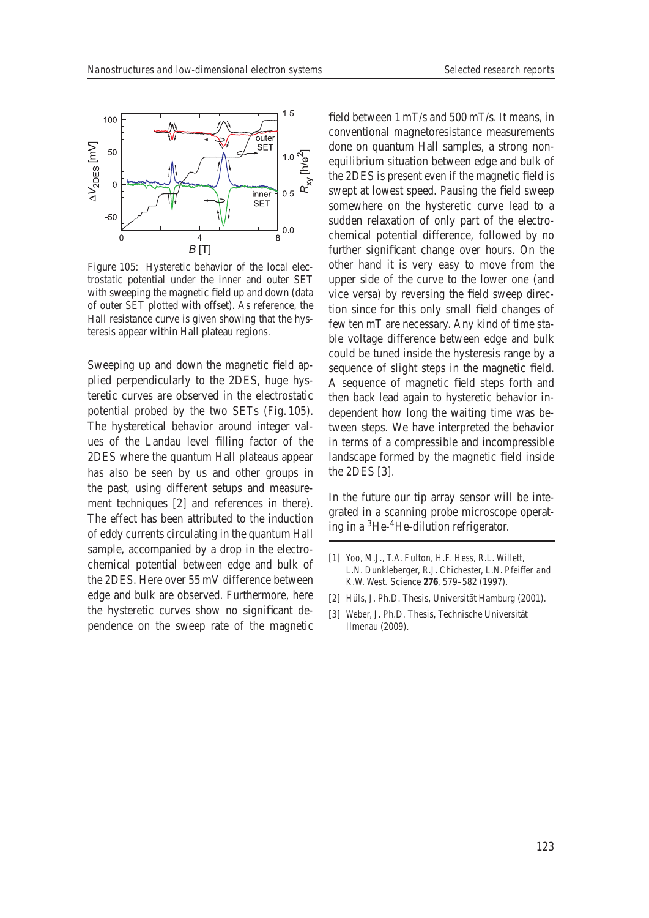100

50

0

-50

$\Delta V_{2DES}$ [mV]

0

4

8

$B$ [T]

1.5

1.0

0.5

0.0

$R_{xy}$ [h/e$^2$]

outer SET

inner SET

Figure 105: Hysteretic behavior of the local electrostatic potential under the inner and outer SET with sweeping the magnetic field up and down (data of outer SET plotted with offset). As reference, the Hall resistance curve is given showing that the hysteresis appear within Hall plateau regions.

Sweeping up and down the magnetic field applied perpendicularly to the 2DES, huge hysteretic curves are observed in the electrostatic potential probed by the two SETs (Fig. 105). The hysteretical behavior around integer values of the Landau level filling factor of the 2DES where the quantum Hall plateaus appear has also be seen by us and other groups in the past, using different setups and measurement techniques [2] and references in there). The effect has been attributed to the induction of eddy currents circulating in the quantum Hall sample, accompanied by a drop in the electrochemical potential between edge and bulk of the 2DES. Here over 55 mV difference between edge and bulk are observed. Furthermore, here the hysteretic curves show no significant dependence on the sweep rate of the magnetic field between 1 mT/s and 500 mT/s. It means, in conventional magnetoresistance measurements done on quantum Hall samples, a strong non-equilibrium situation between edge and bulk of the 2DES is present even if the magnetic field is swept at lowest speed. Pausing the field sweep somewhere on the hysteretic curve lead to a sudden relaxation of only part of the electrochemical potential difference, followed by no further significant change over hours. On the other hand it is very easy to move from the upper side of the curve to the lower one (and vice versa) by reversing the field sweep direction since for this only small field changes of few ten mT are necessary. Any kind of time stable voltage difference between edge and bulk could be tuned inside the hysteresis range by a sequence of slight steps in the magnetic field. A sequence of magnetic field steps forth and then back lead again to hysteretic behavior independent how long the waiting time was between steps. We have interpreted the behavior in terms of a compressible and incompressible landscape formed by the magnetic field inside the 2DES [3].

In the future our tip array sensor will be integrated in a scanning probe microscope operating in a $^3$He-$^4$He-dilution refrigerator.

---

[1] Yoo, M.J., T.A. Fulton, H.F. Hess, R.L. Willett, L.N. Dunkleberger, R.J. Chichester, L.N. Pfeiffer and K.W. West. Science **276**, 579–582 (1997).

[2] Hüls, J. Ph.D. Thesis, Universität Hamburg (2001).

[3] Weber, J. Ph.D. Thesis, Technische Universität Ilmenau (2009).